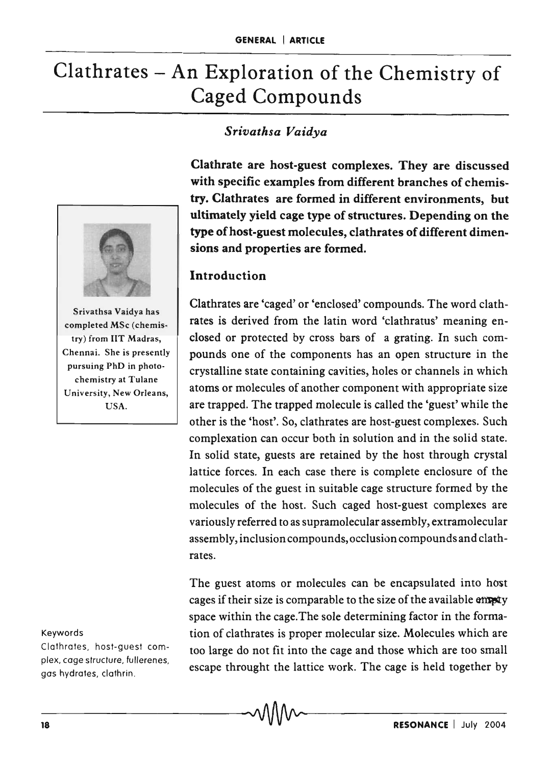# Clathrates – An Exploration of the Chemistry of Caged Compounds

*Srivathsa Vaidya*

Srivathsa Vaidya has completed MSc (chemistry) from IIT Madras, Chennai. She is presently pursuing PhD in photochemistry at Tulane University, New Orleans, USA.

**Clathrate are host-guest complexes. They are discussed with specific examples from different branches of chemistry. Clathrates are formed in different environments, but ultimately yield cage type of structures. Depending on the type of host-guest molecules, clathrates of different dimensions and properties are formed.**

## Introduction

Clathrates are 'caged' or 'enclosed' compounds. The word clathrates is derived from the latin word 'clathratus' meaning enclosed or protected by cross bars of a grating. In such compounds one of the components has an open structure in the crystalline state containing cavities, holes or channels in which atoms or molecules of another component with appropriate size are trapped. The trapped molecule is called the 'guest' while the other is the 'host'. So, clathrates are host-guest complexes. Such complexation can occur both in solution and in the solid state. In solid state, guests are retained by the host through crystal lattice forces. In each case there is complete enclosure of the molecules of the guest in suitable cage structure formed by the molecules of the host. Such caged host-guest complexes are variously referred to as supramolecular assembly, extramolecular assembly, inclusion compounds, occlusion compounds and clathrates.

The guest atoms or molecules can be encapsulated into host cages if their size is comparable to the size of the available empty space within the cage.The sole determining factor in the formation of clathrates is proper molecular size. Molecules which are too large do not fit into the cage and those which are too small escape throught the lattice work. The cage is held together by

Keywords

Clathrates, host-guest complex, cage structure, fullerenes, gas hydrates, clathrin.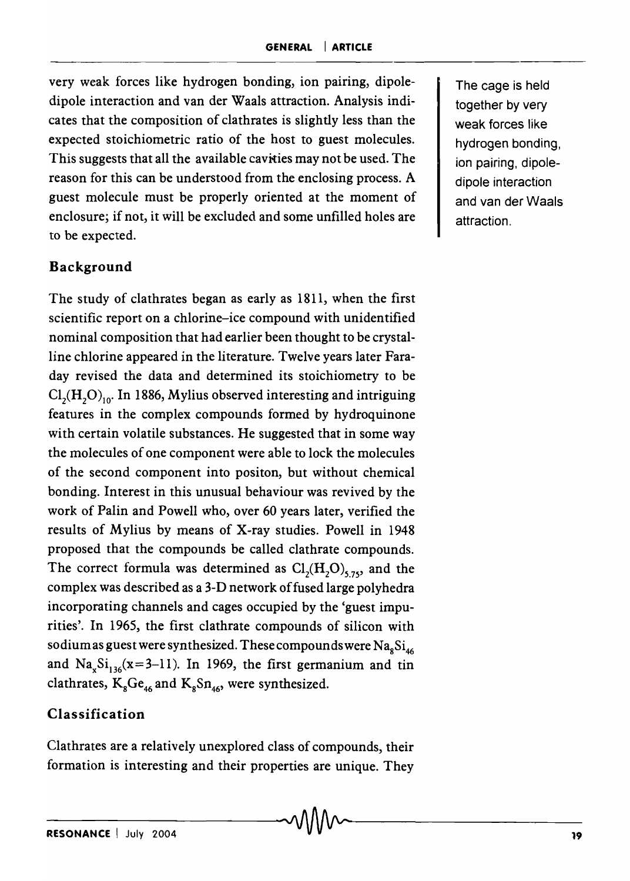very weak forces like hydrogen bonding, ion pairing, dipole-dipole interaction and van der Waals attraction. Analysis indicates that the composition of clathrates is slightly less than the expected stoichiometric ratio of the host to guest molecules. This suggests that all the available cavities may not be used. The reason for this can be understood from the enclosing process. A guest molecule must be properly oriented at the moment of enclosure; if not, it will be excluded and some unfilled holes are to be expected.

The cage is held together by very weak forces like hydrogen bonding, ion pairing, dipole-dipole interaction and van der Waals attraction.

## Background

The study of clathrates began as early as 1811, when the first scientific report on a chlorine–ice compound with unidentified nominal composition that had earlier been thought to be crystalline chlorine appeared in the literature. Twelve years later Faraday revised the data and determined its stoichiometry to be $Cl_2(H_2O)_{10}$. In 1886, Mylius observed interesting and intriguing features in the complex compounds formed by hydroquinone with certain volatile substances. He suggested that in some way the molecules of one component were able to lock the molecules of the second component into positon, but without chemical bonding. Interest in this unusual behaviour was revived by the work of Palin and Powell who, over 60 years later, verified the results of Mylius by means of X-ray studies. Powell in 1948 proposed that the compounds be called clathrate compounds. The correct formula was determined as $Cl_2(H_2O)_{5.75}$, and the complex was described as a 3-D network of fused large polyhedra incorporating channels and cages occupied by the 'guest impurities'. In 1965, the first clathrate compounds of silicon with sodium as guest were synthesized. These compounds were $Na_8Si_{46}$ and $Na_xSi_{136}$($x$=3–11). In 1969, the first germanium and tin clathrates, $K_8Ge_{46}$ and $K_8Sn_{46}$, were synthesized.

## Classification

Clathrates are a relatively unexplored class of compounds, their formation is interesting and their properties are unique. They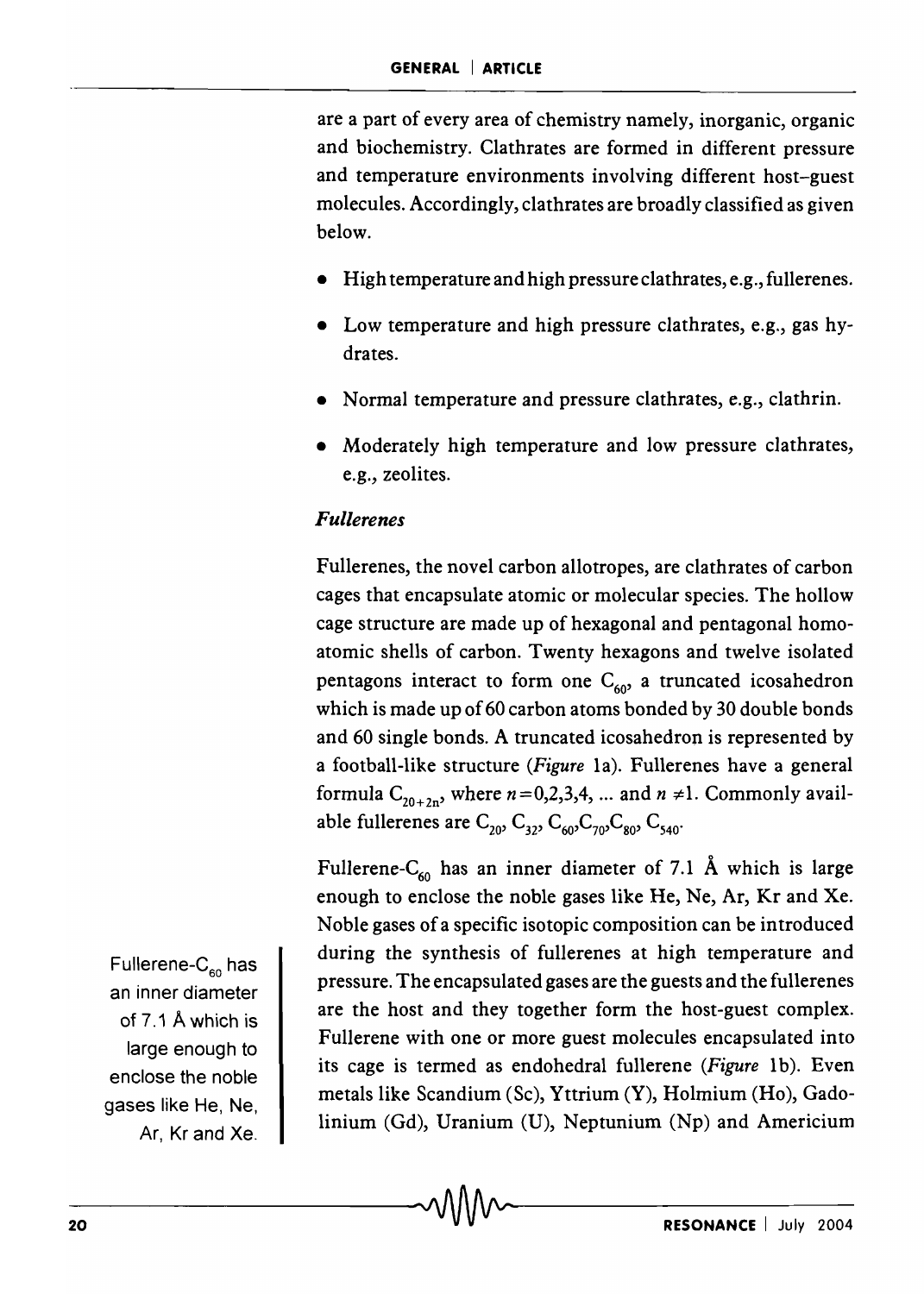are a part of every area of chemistry namely, inorganic, organic and biochemistry. Clathrates are formed in different pressure and temperature environments involving different host–guest molecules. Accordingly, clathrates are broadly classified as given below.

- High temperature and high pressure clathrates, e.g., fullerenes.
- Low temperature and high pressure clathrates, e.g., gas hydrates.
- Normal temperature and pressure clathrates, e.g., clathrin.
- Moderately high temperature and low pressure clathrates, e.g., zeolites.

### *Fullerenes*

Fullerenes, the novel carbon allotropes, are clathrates of carbon cages that encapsulate atomic or molecular species. The hollow cage structure are made up of hexagonal and pentagonal homoatomic shells of carbon. Twenty hexagons and twelve isolated pentagons interact to form one $C_{60}$, a truncated icosahedron which is made up of 60 carbon atoms bonded by 30 double bonds and 60 single bonds. A truncated icosahedron is represented by a football-like structure (*Figure* 1a). Fullerenes have a general formula $C_{20+2n}$, where $n = 0,2,3,4, \ldots$ and $n \neq 1$. Commonly available fullerenes are $C_{20}$, $C_{32}$, $C_{60}$, $C_{70}$, $C_{80}$, $C_{540}$.

Fullerene-$C_{60}$ has an inner diameter of 7.1 Å which is large enough to enclose the noble gases like He, Ne, Ar, Kr and Xe. Noble gases of a specific isotopic composition can be introduced during the synthesis of fullerenes at high temperature and pressure. The encapsulated gases are the guests and the fullerenes are the host and they together form the host-guest complex. Fullerene with one or more guest molecules encapsulated into its cage is termed as endohedral fullerene (*Figure* 1b). Even metals like Scandium (Sc), Yttrium (Y), Holmium (Ho), Gadolinium (Gd), Uranium (U), Neptunium (Np) and Americium

> Fullerene-$C_{60}$ has an inner diameter of 7.1 Å which is large enough to enclose the noble gases like He, Ne, Ar, Kr and Xe.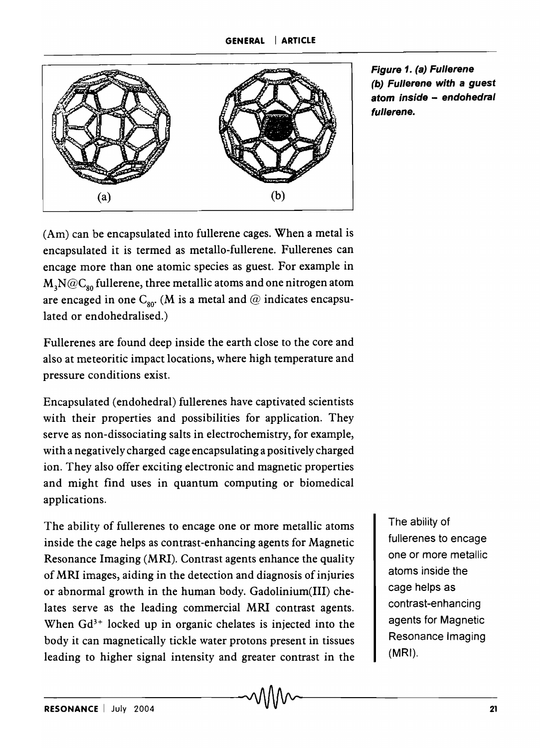**Figure 1. (a) Fullerene (b) Fullerene with a guest atom inside – endohedral fullerene.**

(Am) can be encapsulated into fullerene cages. When a metal is encapsulated it is termed as metallo-fullerene. Fullerenes can encage more than one atomic species as guest. For example in $M_3N@C_{80}$ fullerene, three metallic atoms and one nitrogen atom are encaged in one $C_{80}$. (M is a metal and @ indicates encapsulated or endohedralised.)

Fullerenes are found deep inside the earth close to the core and also at meteoritic impact locations, where high temperature and pressure conditions exist.

Encapsulated (endohedral) fullerenes have captivated scientists with their properties and possibilities for application. They serve as non-dissociating salts in electrochemistry, for example, with a negatively charged cage encapsulating a positively charged ion. They also offer exciting electronic and magnetic properties and might find uses in quantum computing or biomedical applications.

The ability of fullerenes to encage one or more metallic atoms inside the cage helps as contrast-enhancing agents for Magnetic Resonance Imaging (MRI). Contrast agents enhance the quality of MRI images, aiding in the detection and diagnosis of injuries or abnormal growth in the human body. Gadolinium(III) chelates serve as the leading commercial MRI contrast agents. When $Gd^{3+}$ locked up in organic chelates is injected into the body it can magnetically tickle water protons present in tissues leading to higher signal intensity and greater contrast in the

> The ability of fullerenes to encage one or more metallic atoms inside the cage helps as contrast-enhancing agents for Magnetic Resonance Imaging (MRI).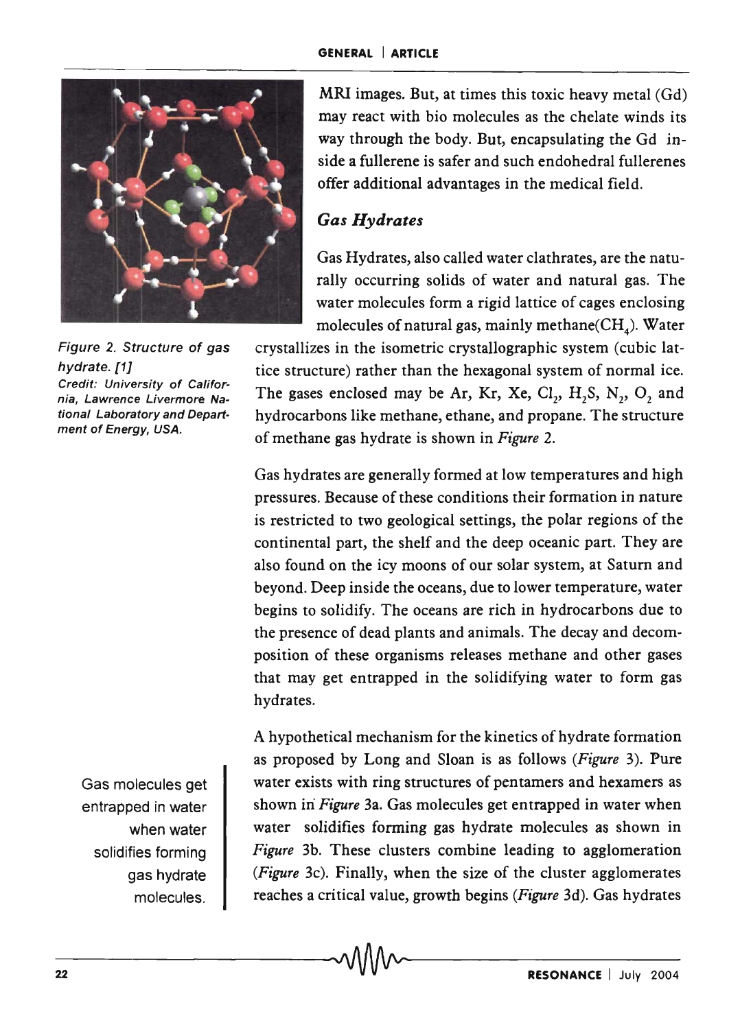Figure 2. Structure of gas hydrate. [1]
Credit: University of California, Lawrence Livermore National Laboratory and Department of Energy, USA.

MRI images. But, at times this toxic heavy metal (Gd) may react with bio molecules as the chelate winds its way through the body. But, encapsulating the Gd inside a fullerene is safer and such endohedral fullerenes offer additional advantages in the medical field.

### *Gas Hydrates*

Gas Hydrates, also called water clathrates, are the naturally occurring solids of water and natural gas. The water molecules form a rigid lattice of cages enclosing molecules of natural gas, mainly methane($CH_4$). Water crystallizes in the isometric crystallographic system (cubic lattice structure) rather than the hexagonal system of normal ice. The gases enclosed may be Ar, Kr, Xe, $Cl_2$, $H_2S$, $N_2$, $O_2$ and hydrocarbons like methane, ethane, and propane. The structure of methane gas hydrate is shown in *Figure* 2.

Gas hydrates are generally formed at low temperatures and high pressures. Because of these conditions their formation in nature is restricted to two geological settings, the polar regions of the continental part, the shelf and the deep oceanic part. They are also found on the icy moons of our solar system, at Saturn and beyond. Deep inside the oceans, due to lower temperature, water begins to solidify. The oceans are rich in hydrocarbons due to the presence of dead plants and animals. The decay and decomposition of these organisms releases methane and other gases that may get entrapped in the solidifying water to form gas hydrates.

Gas molecules get entrapped in water when water solidifies forming gas hydrate molecules.

A hypothetical mechanism for the kinetics of hydrate formation as proposed by Long and Sloan is as follows (*Figure* 3). Pure water exists with ring structures of pentamers and hexamers as shown in *Figure* 3a. Gas molecules get entrapped in water when water solidifies forming gas hydrate molecules as shown in *Figure* 3b. These clusters combine leading to agglomeration (*Figure* 3c). Finally, when the size of the cluster agglomerates reaches a critical value, growth begins (*Figure* 3d). Gas hydrates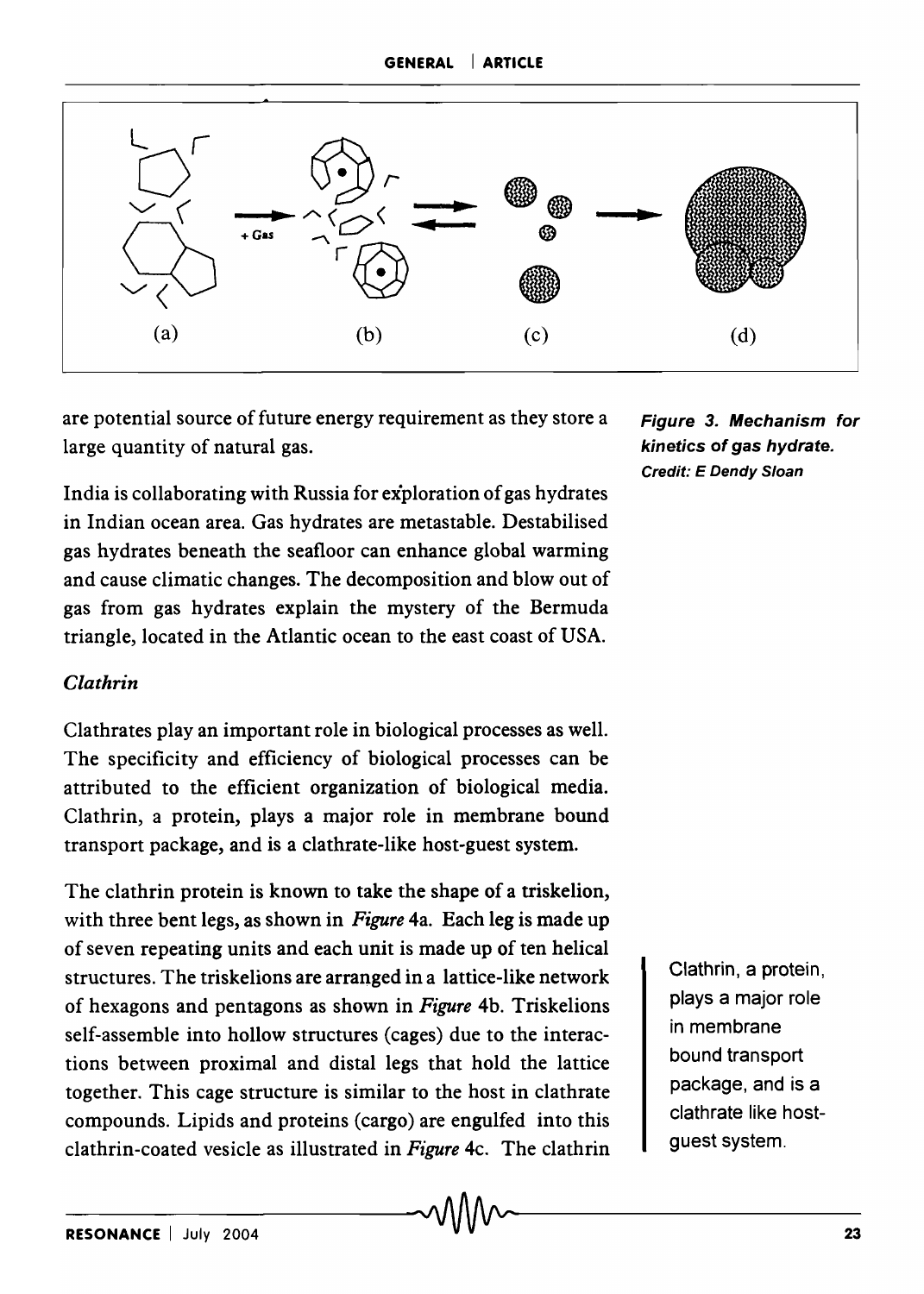(a) (b) (c) (d)

Figure 3. Mechanism for kinetics of gas hydrate. Credit: E Dendy Sloan

are potential source of future energy requirement as they store a large quantity of natural gas.

India is collaborating with Russia for exploration of gas hydrates in Indian ocean area. Gas hydrates are metastable. Destabilised gas hydrates beneath the seafloor can enhance global warming and cause climatic changes. The decomposition and blow out of gas from gas hydrates explain the mystery of the Bermuda triangle, located in the Atlantic ocean to the east coast of USA.

### *Clathrin*

Clathrates play an important role in biological processes as well. The specificity and efficiency of biological processes can be attributed to the efficient organization of biological media. Clathrin, a protein, plays a major role in membrane bound transport package, and is a clathrate-like host-guest system.

The clathrin protein is known to take the shape of a triskelion, with three bent legs, as shown in *Figure* 4a. Each leg is made up of seven repeating units and each unit is made up of ten helical structures. The triskelions are arranged in a lattice-like network of hexagons and pentagons as shown in *Figure* 4b. Triskelions self-assemble into hollow structures (cages) due to the interactions between proximal and distal legs that hold the lattice together. This cage structure is similar to the host in clathrate compounds. Lipids and proteins (cargo) are engulfed into this clathrin-coated vesicle as illustrated in *Figure* 4c. The clathrin

> Clathrin, a protein, plays a major role in membrane bound transport package, and is a clathrate like host-guest system.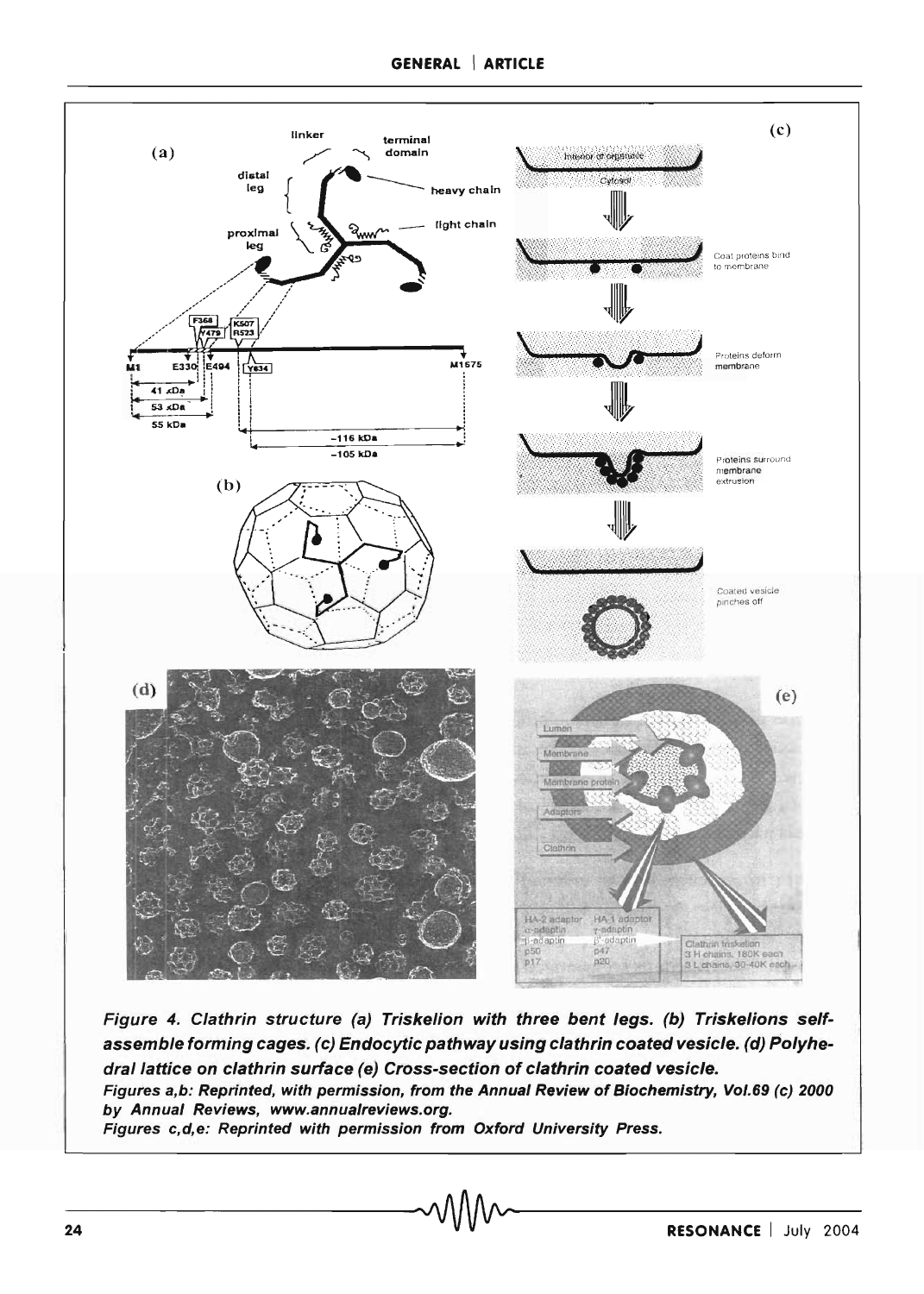*Figure 4. Clathrin structure (a) Triskelion with three bent legs. (b) Triskelions self-assemble forming cages. (c) Endocytic pathway using clathrin coated vesicle. (d) Polyhedral lattice on clathrin surface (e) Cross-section of clathrin coated vesicle.*

***Figures a,b: Reprinted, with permission, from the Annual Review of Biochemistry, Vol.69 (c) 2000 by Annual Reviews, www.annualreviews.org.***

***Figures c,d,e: Reprinted with permission from Oxford University Press.***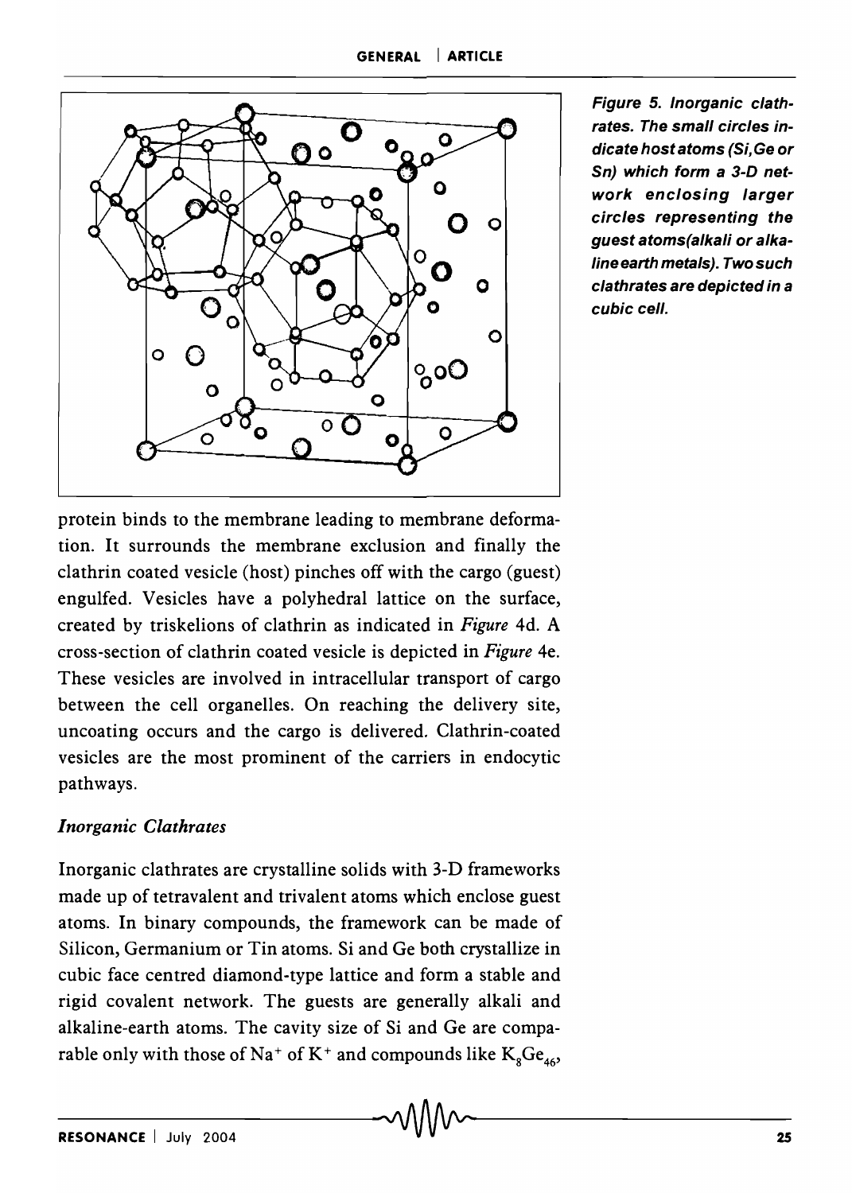Figure 5. Inorganic clathrates. The small circles indicate host atoms (Si, Ge or Sn) which form a 3-D network enclosing larger circles representing the guest atoms(alkali or alkaline earth metals). Two such clathrates are depicted in a cubic cell.

protein binds to the membrane leading to membrane deformation. It surrounds the membrane exclusion and finally the clathrin coated vesicle (host) pinches off with the cargo (guest) engulfed. Vesicles have a polyhedral lattice on the surface, created by triskelions of clathrin as indicated in *Figure* 4d. A cross-section of clathrin coated vesicle is depicted in *Figure* 4e. These vesicles are involved in intracellular transport of cargo between the cell organelles. On reaching the delivery site, uncoating occurs and the cargo is delivered. Clathrin-coated vesicles are the most prominent of the carriers in endocytic pathways.

### *Inorganic Clathrates*

Inorganic clathrates are crystalline solids with 3-D frameworks made up of tetravalent and trivalent atoms which enclose guest atoms. In binary compounds, the framework can be made of Silicon, Germanium or Tin atoms. Si and Ge both crystallize in cubic face centred diamond-type lattice and form a stable and rigid covalent network. The guests are generally alkali and alkaline-earth atoms. The cavity size of Si and Ge are comparable only with those of $Na^+$ of $K^+$ and compounds like $K_8Ge_{46}$,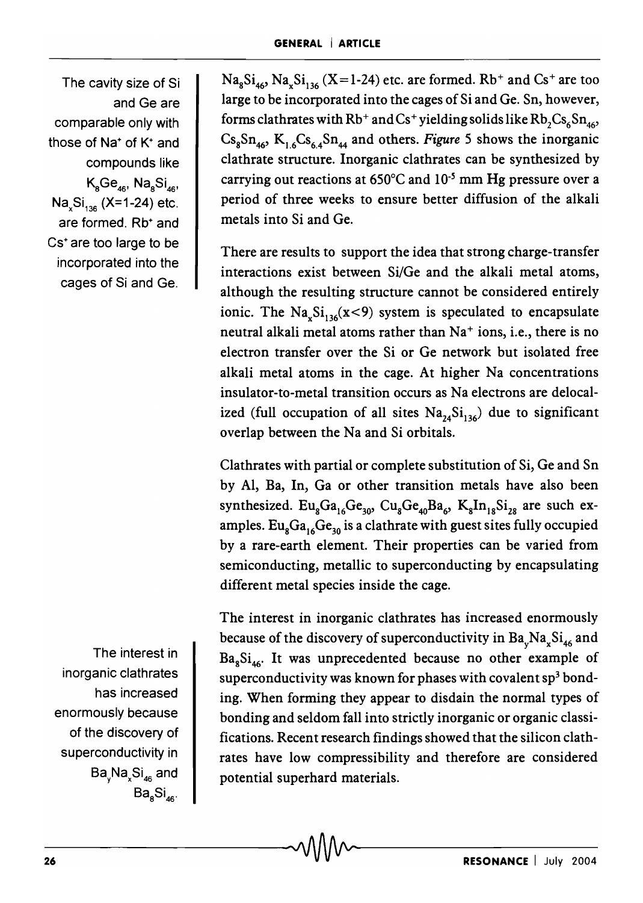$Na_8Si_{46}$, $Na_xSi_{136}$ (X=1-24) etc. are formed. $Rb^+$ and $Cs^+$ are too large to be incorporated into the cages of Si and Ge. Sn, however, forms clathrates with $Rb^+$ and $Cs^+$ yielding solids like $Rb_2Cs_6Sn_{46}$, $Cs_8Sn_{46}$, $K_{1.6}Cs_{6.4}Sn_{44}$ and others. *Figure* 5 shows the inorganic clathrate structure. Inorganic clathrates can be synthesized by carrying out reactions at 650°C and $10^{-5}$ mm Hg pressure over a period of three weeks to ensure better diffusion of the alkali metals into Si and Ge.

The cavity size of Si and Ge are comparable only with those of $Na^+$ of $K^+$ and compounds like $K_8Ge_{46}$, $Na_8Si_{46}$, $Na_xSi_{136}$ (X=1-24) etc. are formed. $Rb^+$ and $Cs^+$ are too large to be incorporated into the cages of Si and Ge.

There are results to support the idea that strong charge-transfer interactions exist between Si/Ge and the alkali metal atoms, although the resulting structure cannot be considered entirely ionic. The $Na_xSi_{136}$($x<9$) system is speculated to encapsulate neutral alkali metal atoms rather than $Na^+$ ions, i.e., there is no electron transfer over the Si or Ge network but isolated free alkali metal atoms in the cage. At higher Na concentrations insulator-to-metal transition occurs as Na electrons are delocalized (full occupation of all sites $Na_{24}Si_{136}$) due to significant overlap between the Na and Si orbitals.

Clathrates with partial or complete substitution of Si, Ge and Sn by Al, Ba, In, Ga or other transition metals have also been synthesized. $Eu_8Ga_{16}Ge_{30}$, $Cu_8Ge_{40}Ba_6$, $K_8In_{18}Si_{28}$ are such examples. $Eu_8Ga_{16}Ge_{30}$ is a clathrate with guest sites fully occupied by a rare-earth element. Their properties can be varied from semiconducting, metallic to superconducting by encapsulating different metal species inside the cage.

The interest in inorganic clathrates has increased enormously because of the discovery of superconductivity in $Ba_yNa_xSi_{46}$ and $Ba_8Si_{46}$. It was unprecedented because no other example of superconductivity was known for phases with covalent $sp^3$ bonding. When forming they appear to disdain the normal types of bonding and seldom fall into strictly inorganic or organic classifications. Recent research findings showed that the silicon clathrates have low compressibility and therefore are considered potential superhard materials.

The interest in inorganic clathrates has increased enormously because of the discovery of superconductivity in $Ba_yNa_xSi_{46}$ and $Ba_8Si_{46}$.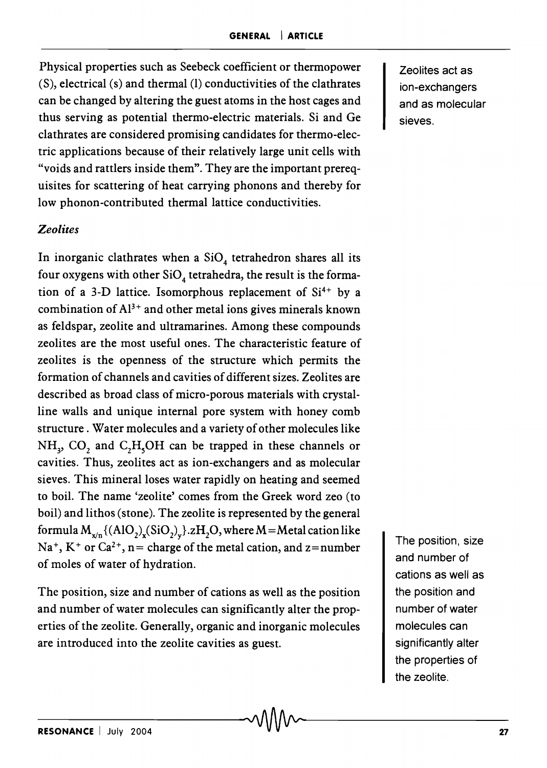Physical properties such as Seebeck coefficient or thermopower (S), electrical (s) and thermal (l) conductivities of the clathrates can be changed by altering the guest atoms in the host cages and thus serving as potential thermo-electric materials. Si and Ge clathrates are considered promising candidates for thermo-electric applications because of their relatively large unit cells with "voids and rattlers inside them". They are the important prerequisites for scattering of heat carrying phonons and thereby for low phonon-contributed thermal lattice conductivities.

Zeolites act as ion-exchangers and as molecular sieves.

### *Zeolites*

In inorganic clathrates when a $SiO_4$ tetrahedron shares all its four oxygens with other $SiO_4$ tetrahedra, the result is the formation of a 3-D lattice. Isomorphous replacement of $Si^{4+}$ by a combination of $Al^{3+}$ and other metal ions gives minerals known as feldspar, zeolite and ultramarines. Among these compounds zeolites are the most useful ones. The characteristic feature of zeolites is the openness of the structure which permits the formation of channels and cavities of different sizes. Zeolites are described as broad class of micro-porous materials with crystalline walls and unique internal pore system with honey comb structure . Water molecules and a variety of other molecules like $NH_3$, $CO_2$ and $C_2H_5OH$ can be trapped in these channels or cavities. Thus, zeolites act as ion-exchangers and as molecular sieves. This mineral loses water rapidly on heating and seemed to boil. The name 'zeolite' comes from the Greek word zeo (to boil) and lithos (stone). The zeolite is represented by the general formula $M_{x/n}\{(AlO_2)_x(SiO_2)_y\}.zH_2O$, where M = Metal cation like $Na^+$, $K^+$ or $Ca^{2+}$, n = charge of the metal cation, and z = number of moles of water of hydration.

The position, size and number of cations as well as the position and number of water molecules can significantly alter the properties of the zeolite. Generally, organic and inorganic molecules are introduced into the zeolite cavities as guest.

The position, size and number of cations as well as the position and number of water molecules can significantly alter the properties of the zeolite.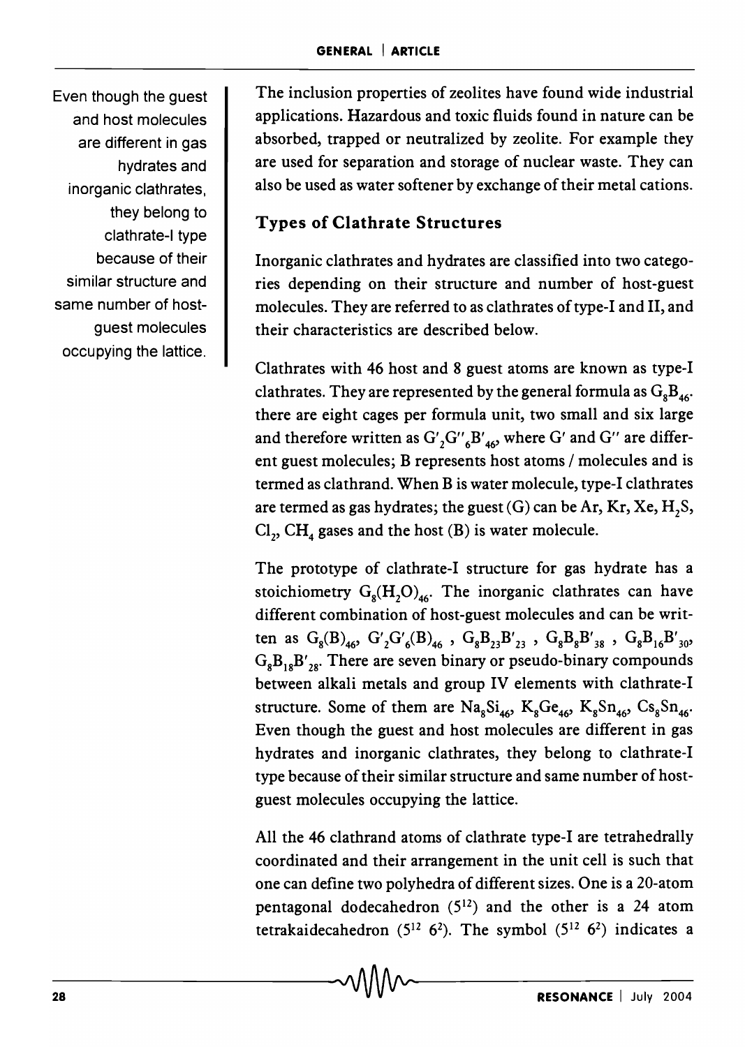Even though the guest and host molecules are different in gas hydrates and inorganic clathrates, they belong to clathrate-I type because of their similar structure and same number of host-guest molecules occupying the lattice.

The inclusion properties of zeolites have found wide industrial applications. Hazardous and toxic fluids found in nature can be absorbed, trapped or neutralized by zeolite. For example they are used for separation and storage of nuclear waste. They can also be used as water softener by exchange of their metal cations.

## Types of Clathrate Structures

Inorganic clathrates and hydrates are classified into two categories depending on their structure and number of host-guest molecules. They are referred to as clathrates of type-I and II, and their characteristics are described below.

Clathrates with 46 host and 8 guest atoms are known as type-I clathrates. They are represented by the general formula as $G_8B_{46}$. there are eight cages per formula unit, two small and six large and therefore written as $G'_2G''_6B'_{46}$, where G′ and G″ are different guest molecules; B represents host atoms / molecules and is termed as clathrand. When B is water molecule, type-I clathrates are termed as gas hydrates; the guest (G) can be Ar, Kr, Xe, $H_2S$, $Cl_2$, $CH_4$ gases and the host (B) is water molecule.

The prototype of clathrate-I structure for gas hydrate has a stoichiometry $G_8(H_2O)_{46}$. The inorganic clathrates can have different combination of host-guest molecules and can be written as $G_8(B)_{46}$, $G'_2G'_6(B)_{46}$ , $G_8B_{23}B'_{23}$ , $G_8B_8B'_{38}$ , $G_8B_{16}B'_{30}$, $G_8B_{18}B'_{28}$. There are seven binary or pseudo-binary compounds between alkali metals and group IV elements with clathrate-I structure. Some of them are $Na_8Si_{46}$, $K_8Ge_{46}$, $K_8Sn_{46}$, $Cs_8Sn_{46}$. Even though the guest and host molecules are different in gas hydrates and inorganic clathrates, they belong to clathrate-I type because of their similar structure and same number of host-guest molecules occupying the lattice.

All the 46 clathrand atoms of clathrate type-I are tetrahedrally coordinated and their arrangement in the unit cell is such that one can define two polyhedra of different sizes. One is a 20-atom pentagonal dodecahedron ($5^{12}$) and the other is a 24 atom tetrakaidecahedron ($5^{12}\ 6^2$). The symbol ($5^{12}\ 6^2$) indicates a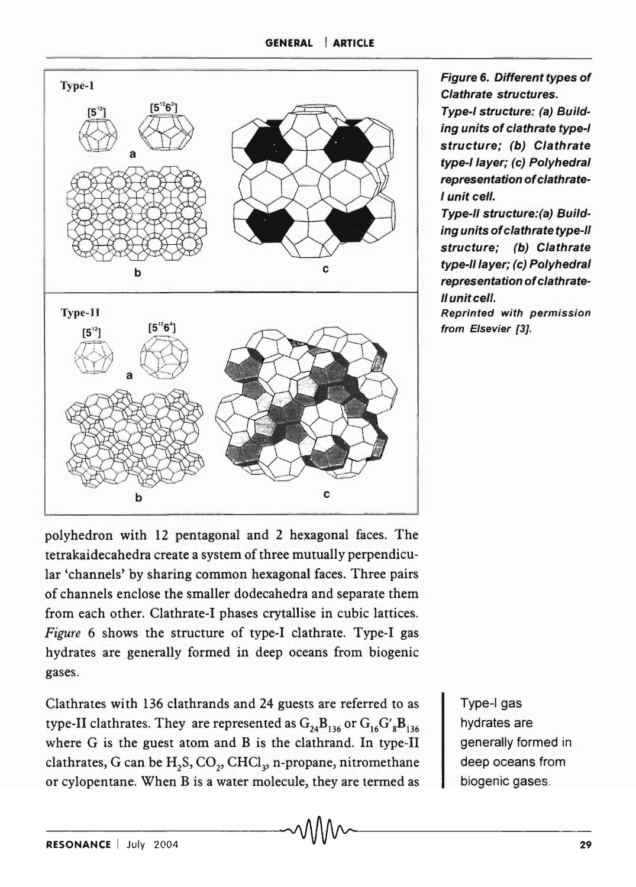*Figure 6. Different types of Clathrate structures.*

*Type-I structure: (a) Building units of clathrate type-I structure; (b) Clathrate type-I layer; (c) Polyhedral representation of clathrate-I unit cell.*

*Type-II structure:(a) Building units of clathrate type-II structure; (b) Clathrate type-II layer; (c) Polyhedral representation of clathrate-II unit cell.*

*Reprinted with permission from Elsevier [3].*

polyhedron with 12 pentagonal and 2 hexagonal faces. The tetrakaidecahedra create a system of three mutually perpendicular 'channels' by sharing common hexagonal faces. Three pairs of channels enclose the smaller dodecahedra and separate them from each other. Clathrate-I phases crytallise in cubic lattices. *Figure* 6 shows the structure of type-I clathrate. Type-I gas hydrates are generally formed in deep oceans from biogenic gases.

Type-I gas hydrates are generally formed in deep oceans from biogenic gases.

Clathrates with 136 clathrands and 24 guests are referred to as type-II clathrates. They are represented as $G_{24}B_{136}$ or $G_{16}G'_{8}B_{136}$ where G is the guest atom and B is the clathrand. In type-II clathrates, G can be $H_2S$, $CO_2$, $CHCl_3$, n-propane, nitromethane or cylopentane. When B is a water molecule, they are termed as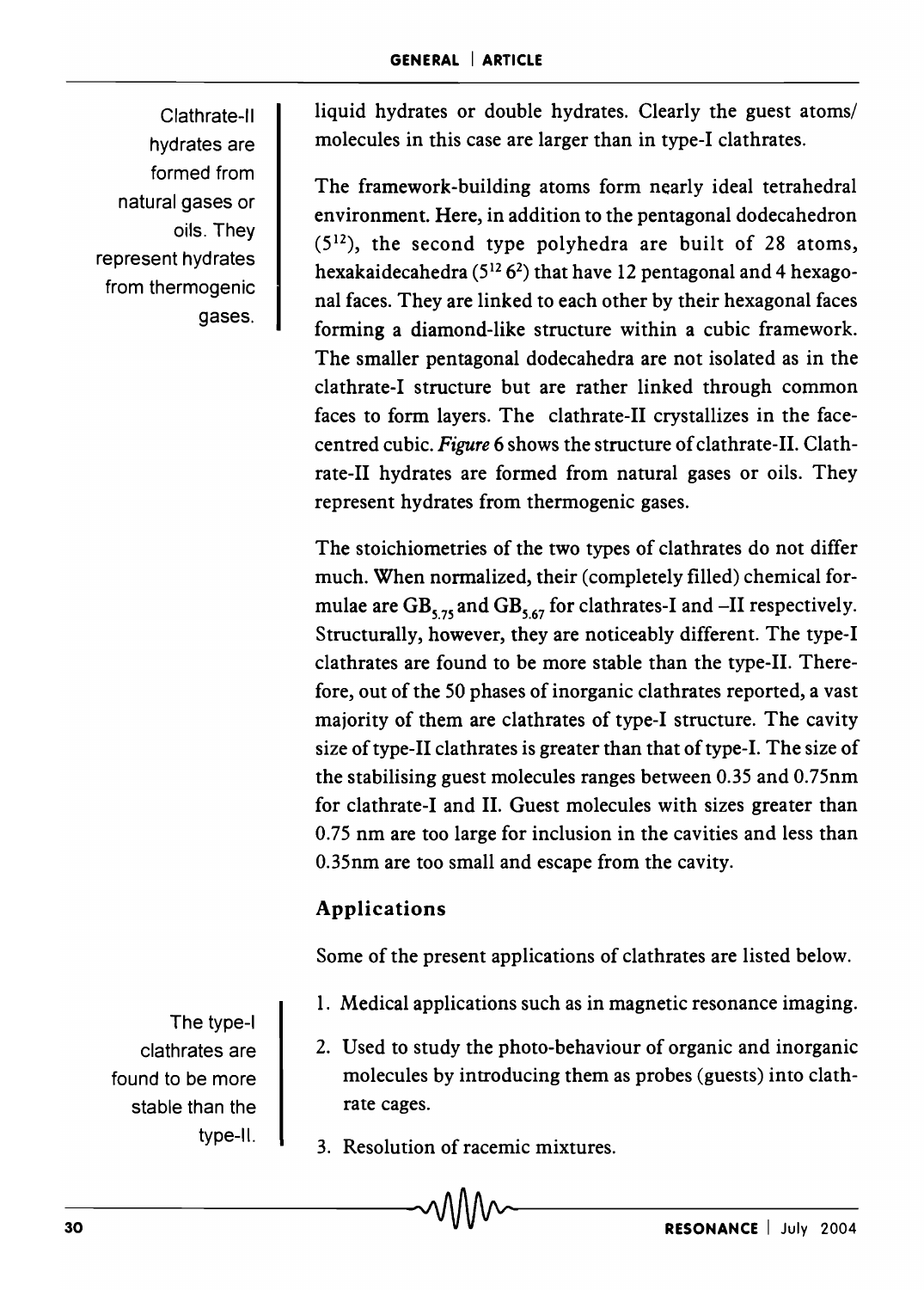Clathrate-II hydrates are formed from natural gases or oils. They represent hydrates from thermogenic gases.

liquid hydrates or double hydrates. Clearly the guest atoms/ molecules in this case are larger than in type-I clathrates.

The framework-building atoms form nearly ideal tetrahedral environment. Here, in addition to the pentagonal dodecahedron ($5^{12}$), the second type polyhedra are built of 28 atoms, hexakaidecahedra ($5^{12}\,6^{2}$) that have 12 pentagonal and 4 hexagonal faces. They are linked to each other by their hexagonal faces forming a diamond-like structure within a cubic framework. The smaller pentagonal dodecahedra are not isolated as in the clathrate-I structure but are rather linked through common faces to form layers. The clathrate-II crystallizes in the face-centred cubic. *Figure* 6 shows the structure of clathrate-II. Clathrate-II hydrates are formed from natural gases or oils. They represent hydrates from thermogenic gases.

The stoichiometries of the two types of clathrates do not differ much. When normalized, their (completely filled) chemical formulae are $GB_{5.75}$ and $GB_{5.67}$ for clathrates-I and –II respectively. Structurally, however, they are noticeably different. The type-I clathrates are found to be more stable than the type-II. Therefore, out of the 50 phases of inorganic clathrates reported, a vast majority of them are clathrates of type-I structure. The cavity size of type-II clathrates is greater than that of type-I. The size of the stabilising guest molecules ranges between 0.35 and 0.75nm for clathrate-I and II. Guest molecules with sizes greater than 0.75 nm are too large for inclusion in the cavities and less than 0.35nm are too small and escape from the cavity.

The type-I clathrates are found to be more stable than the type-II.

## Applications

Some of the present applications of clathrates are listed below.

1. Medical applications such as in magnetic resonance imaging.
2. Used to study the photo-behaviour of organic and inorganic molecules by introducing them as probes (guests) into clathrate cages.
3. Resolution of racemic mixtures.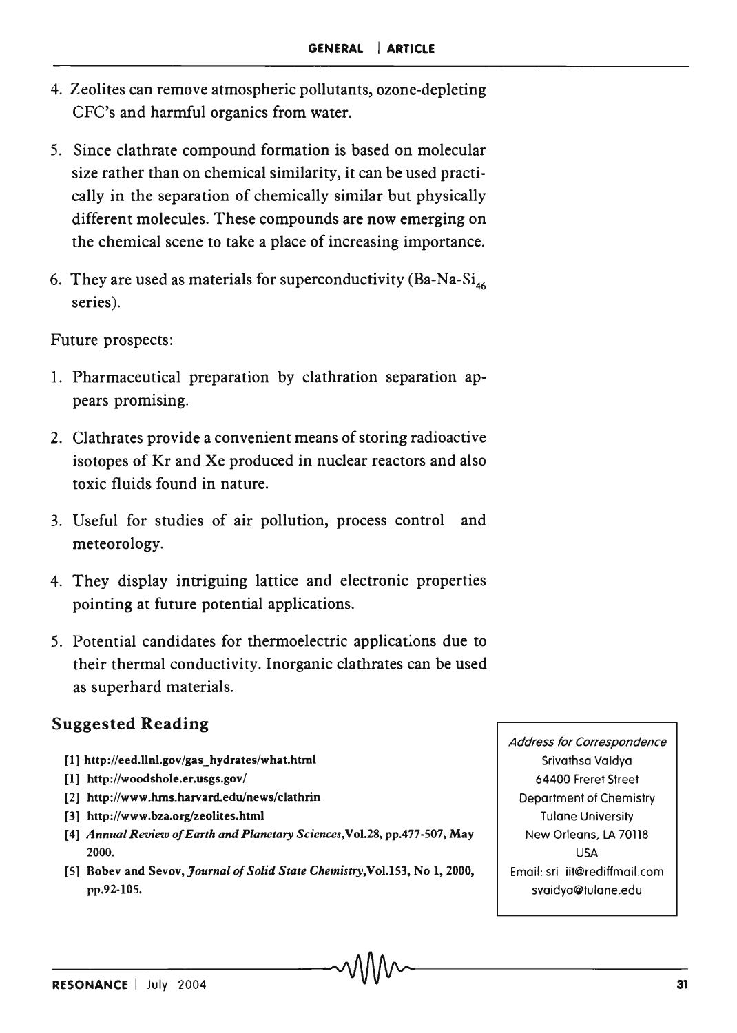4. Zeolites can remove atmospheric pollutants, ozone-depleting CFC's and harmful organics from water.

5. Since clathrate compound formation is based on molecular size rather than on chemical similarity, it can be used practically in the separation of chemically similar but physically different molecules. These compounds are now emerging on the chemical scene to take a place of increasing importance.

6. They are used as materials for superconductivity (Ba-Na-$Si_{46}$ series).

Future prospects:

1. Pharmaceutical preparation by clathration separation appears promising.

2. Clathrates provide a convenient means of storing radioactive isotopes of Kr and Xe produced in nuclear reactors and also toxic fluids found in nature.

3. Useful for studies of air pollution, process control and meteorology.

4. They display intriguing lattice and electronic properties pointing at future potential applications.

5. Potential candidates for thermoelectric applications due to their thermal conductivity. Inorganic clathrates can be used as superhard materials.

## Suggested Reading

[1] http://eed.llnl.gov/gas_hydrates/what.html

[1] http://woodshole.er.usgs.gov/

[2] http://www.hms.harvard.edu/news/clathrin

[3] http://www.bza.org/zeolites.html

[4] *Annual Review of Earth and Planetary Sciences*, Vol.28, pp.477-507, May 2000.

[5] Bobev and Sevov, *Journal of Solid State Chemistry*, Vol.153, No 1, 2000, pp.92-105.

*Address for Correspondence*
Srivathsa Vaidya
64400 Freret Street
Department of Chemistry
Tulane University
New Orleans, LA 70118
USA
Email: sri_iit@rediffmail.com
svaidya@tulane.edu